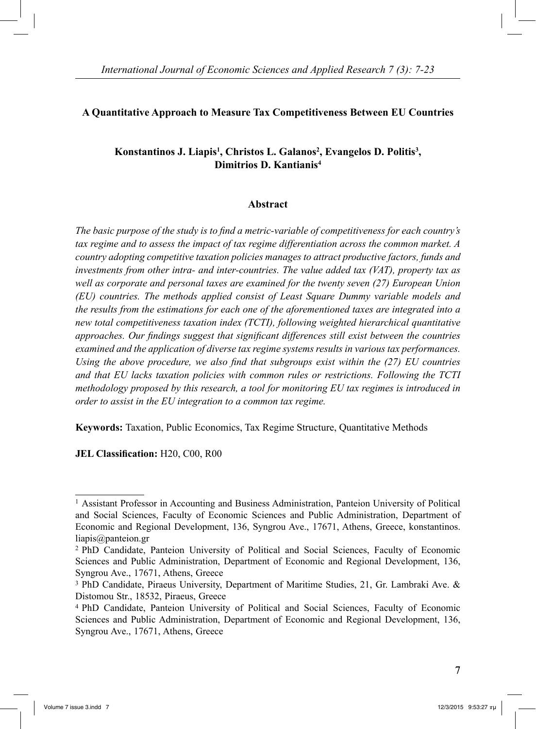# A Quantitative Approach to Measure Tax Competitiveness Between EU Countries

**Konstantinos J. Liapis[1], Christos L. Galanos[2], Evangelos D. Politis[3], Dimitrios D. Kantianis[4]**

## Abstract

*The basic purpose of the study is to find a metric-variable of competitiveness for each country's tax regime and to assess the impact of tax regime differentiation across the common market. A country adopting competitive taxation policies manages to attract productive factors, funds and investments from other intra- and inter-countries. The value added tax (VAT), property tax as well as corporate and personal taxes are examined for the twenty seven (27) European Union (EU) countries. The methods applied consist of Least Square Dummy variable models and the results from the estimations for each one of the aforementioned taxes are integrated into a new total competitiveness taxation index (TCTI), following weighted hierarchical quantitative approaches. Our findings suggest that significant differences still exist between the countries examined and the application of diverse tax regime systems results in various tax performances. Using the above procedure, we also find that subgroups exist within the (27) EU countries and that EU lacks taxation policies with common rules or restrictions. Following the TCTI methodology proposed by this research, a tool for monitoring EU tax regimes is introduced in order to assist in the EU integration to a common tax regime.*

**Keywords:** Taxation, Public Economics, Tax Regime Structure, Quantitative Methods

**JEL Classification:** H20, C00, R00

---

[1] Assistant Professor in Accounting and Business Administration, Panteion University of Political and Social Sciences, Faculty of Economic Sciences and Public Administration, Department of Economic and Regional Development, 136, Syngrou Ave., 17671, Athens, Greece, konstantinos.liapis@panteion.gr

[2] PhD Candidate, Panteion University of Political and Social Sciences, Faculty of Economic Sciences and Public Administration, Department of Economic and Regional Development, 136, Syngrou Ave., 17671, Athens, Greece

[3] PhD Candidate, Piraeus University, Department of Maritime Studies, 21, Gr. Lambraki Ave. & Distomou Str., 18532, Piraeus, Greece

[4] PhD Candidate, Panteion University of Political and Social Sciences, Faculty of Economic Sciences and Public Administration, Department of Economic and Regional Development, 136, Syngrou Ave., 17671, Athens, Greece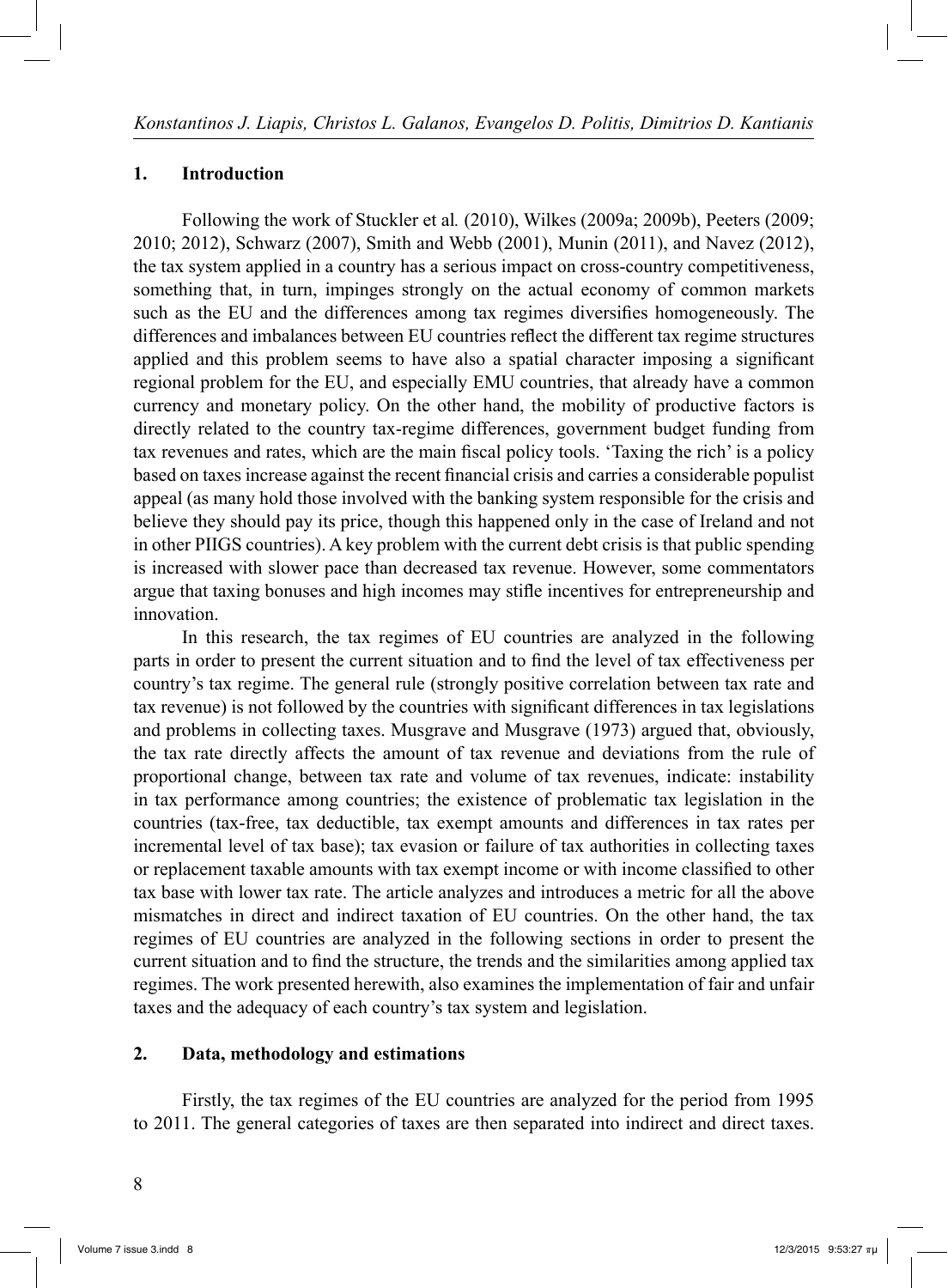## 1. Introduction

Following the work of Stuckler et al*.* (2010), Wilkes (2009a; 2009b), Peeters (2009; 2010; 2012), Schwarz (2007), Smith and Webb (2001), Munin (2011), and Navez (2012), the tax system applied in a country has a serious impact on cross-country competitiveness, something that, in turn, impinges strongly on the actual economy of common markets such as the EU and the differences among tax regimes diversifies homogeneously. The differences and imbalances between EU countries reflect the different tax regime structures applied and this problem seems to have also a spatial character imposing a significant regional problem for the EU, and especially EMU countries, that already have a common currency and monetary policy. On the other hand, the mobility of productive factors is directly related to the country tax-regime differences, government budget funding from tax revenues and rates, which are the main fiscal policy tools. 'Taxing the rich' is a policy based on taxes increase against the recent financial crisis and carries a considerable populist appeal (as many hold those involved with the banking system responsible for the crisis and believe they should pay its price, though this happened only in the case of Ireland and not in other PIIGS countries). A key problem with the current debt crisis is that public spending is increased with slower pace than decreased tax revenue. However, some commentators argue that taxing bonuses and high incomes may stifle incentives for entrepreneurship and innovation.

In this research, the tax regimes of EU countries are analyzed in the following parts in order to present the current situation and to find the level of tax effectiveness per country's tax regime. The general rule (strongly positive correlation between tax rate and tax revenue) is not followed by the countries with significant differences in tax legislations and problems in collecting taxes. Musgrave and Musgrave (1973) argued that, obviously, the tax rate directly affects the amount of tax revenue and deviations from the rule of proportional change, between tax rate and volume of tax revenues, indicate: instability in tax performance among countries; the existence of problematic tax legislation in the countries (tax-free, tax deductible, tax exempt amounts and differences in tax rates per incremental level of tax base); tax evasion or failure of tax authorities in collecting taxes or replacement taxable amounts with tax exempt income or with income classified to other tax base with lower tax rate. The article analyzes and introduces a metric for all the above mismatches in direct and indirect taxation of EU countries. On the other hand, the tax regimes of EU countries are analyzed in the following sections in order to present the current situation and to find the structure, the trends and the similarities among applied tax regimes. The work presented herewith, also examines the implementation of fair and unfair taxes and the adequacy of each country's tax system and legislation.

## 2. Data, methodology and estimations

Firstly, the tax regimes of the EU countries are analyzed for the period from 1995 to 2011. The general categories of taxes are then separated into indirect and direct taxes.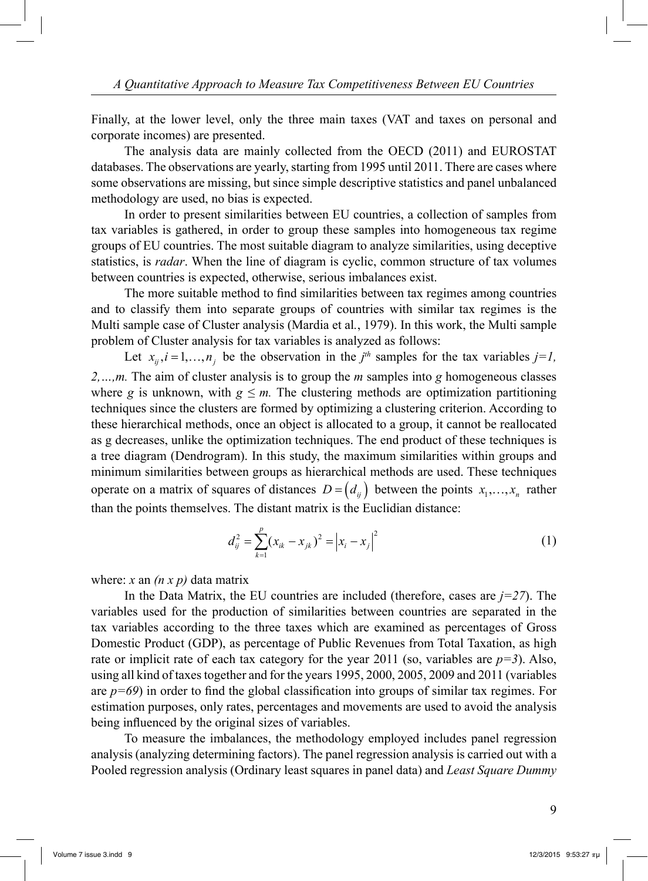Finally, at the lower level, only the three main taxes (VAT and taxes on personal and corporate incomes) are presented.

The analysis data are mainly collected from the OECD (2011) and EUROSTAT databases. The observations are yearly, starting from 1995 until 2011. There are cases where some observations are missing, but since simple descriptive statistics and panel unbalanced methodology are used, no bias is expected.

In order to present similarities between EU countries, a collection of samples from tax variables is gathered, in order to group these samples into homogeneous tax regime groups of EU countries. The most suitable diagram to analyze similarities, using deceptive statistics, is *radar*. When the line of diagram is cyclic, common structure of tax volumes between countries is expected, otherwise, serious imbalances exist.

The more suitable method to find similarities between tax regimes among countries and to classify them into separate groups of countries with similar tax regimes is the Multi sample case of Cluster analysis (Mardia et al., 1979). In this work, the Multi sample problem of Cluster analysis for tax variables is analyzed as follows:

Let $x_{ij}, i = 1, \ldots, n_j$ be the observation in the $j^{th}$ samples for the tax variables $j=1, 2,\ldots,m$. The aim of cluster analysis is to group the $m$ samples into $g$ homogeneous classes where $g$ is unknown, with $g \leq m$. The clustering methods are optimization partitioning techniques since the clusters are formed by optimizing a clustering criterion. According to these hierarchical methods, once an object is allocated to a group, it cannot be reallocated as g decreases, unlike the optimization techniques. The end product of these techniques is a tree diagram (Dendrogram). In this study, the maximum similarities within groups and minimum similarities between groups as hierarchical methods are used. These techniques operate on a matrix of squares of distances $D = \left(d_{ij}\right)$ between the points $x_1, \ldots, x_n$ rather than the points themselves. The distant matrix is the Euclidian distance:

$$d_{ij}^2 = \sum_{k=1}^{p} (x_{ik} - x_{jk})^2 = \left|x_i - x_j\right|^2 \tag{1}$$

where: $x$ an $(n \times p)$ data matrix

In the Data Matrix, the EU countries are included (therefore, cases are $j=27$). The variables used for the production of similarities between countries are separated in the tax variables according to the three taxes which are examined as percentages of Gross Domestic Product (GDP), as percentage of Public Revenues from Total Taxation, as high rate or implicit rate of each tax category for the year 2011 (so, variables are $p=3$). Also, using all kind of taxes together and for the years 1995, 2000, 2005, 2009 and 2011 (variables are $p=69$) in order to find the global classification into groups of similar tax regimes. For estimation purposes, only rates, percentages and movements are used to avoid the analysis being influenced by the original sizes of variables.

To measure the imbalances, the methodology employed includes panel regression analysis (analyzing determining factors). The panel regression analysis is carried out with a Pooled regression analysis (Ordinary least squares in panel data) and *Least Square Dummy*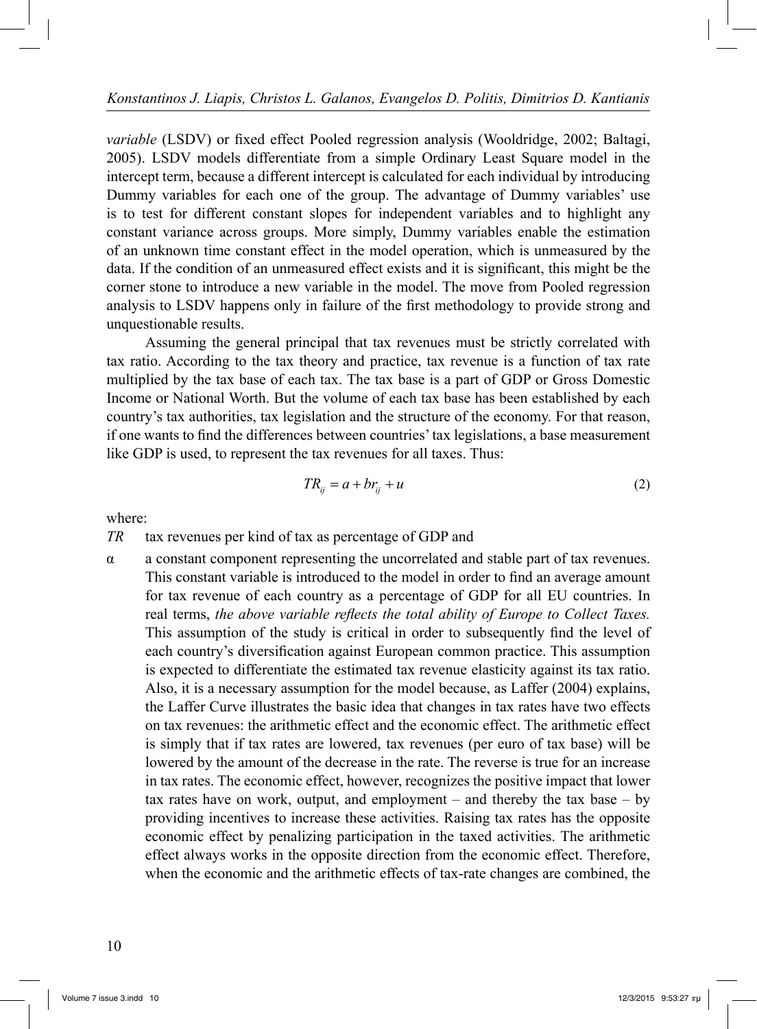*variable* (LSDV) or fixed effect Pooled regression analysis (Wooldridge, 2002; Baltagi, 2005). LSDV models differentiate from a simple Ordinary Least Square model in the intercept term, because a different intercept is calculated for each individual by introducing Dummy variables for each one of the group. The advantage of Dummy variables' use is to test for different constant slopes for independent variables and to highlight any constant variance across groups. More simply, Dummy variables enable the estimation of an unknown time constant effect in the model operation, which is unmeasured by the data. If the condition of an unmeasured effect exists and it is significant, this might be the corner stone to introduce a new variable in the model. The move from Pooled regression analysis to LSDV happens only in failure of the first methodology to provide strong and unquestionable results.

Assuming the general principal that tax revenues must be strictly correlated with tax ratio. According to the tax theory and practice, tax revenue is a function of tax rate multiplied by the tax base of each tax. The tax base is a part of GDP or Gross Domestic Income or National Worth. But the volume of each tax base has been established by each country's tax authorities, tax legislation and the structure of the economy. For that reason, if one wants to find the differences between countries' tax legislations, a base measurement like GDP is used, to represent the tax revenues for all taxes. Thus:

$$TR_{ij} = a + br_{ij} + u \tag{2}$$

where:

*TR* tax revenues per kind of tax as percentage of GDP and

α a constant component representing the uncorrelated and stable part of tax revenues. This constant variable is introduced to the model in order to find an average amount for tax revenue of each country as a percentage of GDP for all EU countries. In real terms, *the above variable reflects the total ability of Europe to Collect Taxes.* This assumption of the study is critical in order to subsequently find the level of each country's diversification against European common practice. This assumption is expected to differentiate the estimated tax revenue elasticity against its tax ratio. Also, it is a necessary assumption for the model because, as Laffer (2004) explains, the Laffer Curve illustrates the basic idea that changes in tax rates have two effects on tax revenues: the arithmetic effect and the economic effect. The arithmetic effect is simply that if tax rates are lowered, tax revenues (per euro of tax base) will be lowered by the amount of the decrease in the rate. The reverse is true for an increase in tax rates. The economic effect, however, recognizes the positive impact that lower tax rates have on work, output, and employment – and thereby the tax base – by providing incentives to increase these activities. Raising tax rates has the opposite economic effect by penalizing participation in the taxed activities. The arithmetic effect always works in the opposite direction from the economic effect. Therefore, when the economic and the arithmetic effects of tax-rate changes are combined, the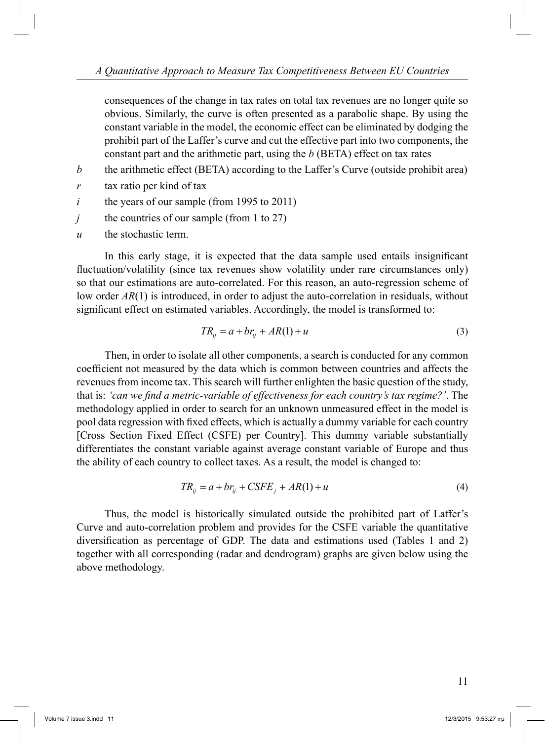consequences of the change in tax rates on total tax revenues are no longer quite so obvious. Similarly, the curve is often presented as a parabolic shape. By using the constant variable in the model, the economic effect can be eliminated by dodging the prohibit part of the Laffer's curve and cut the effective part into two components, the constant part and the arithmetic part, using the $b$ (BETA) effect on tax rates

$b$ the arithmetic effect (BETA) according to the Laffer's Curve (outside prohibit area)

$r$ tax ratio per kind of tax

$i$ the years of our sample (from 1995 to 2011)

$j$ the countries of our sample (from 1 to 27)

$u$ the stochastic term.

In this early stage, it is expected that the data sample used entails insignificant fluctuation/volatility (since tax revenues show volatility under rare circumstances only) so that our estimations are auto-correlated. For this reason, an auto-regression scheme of low order $AR(1)$ is introduced, in order to adjust the auto-correlation in residuals, without significant effect on estimated variables. Accordingly, the model is transformed to:

$$TR_{ij} = a + br_{ij} + AR(1) + u \tag{3}$$

Then, in order to isolate all other components, a search is conducted for any common coefficient not measured by the data which is common between countries and affects the revenues from income tax. This search will further enlighten the basic question of the study, that is: *'can we find a metric-variable of effectiveness for each country's tax regime?'*. The methodology applied in order to search for an unknown unmeasured effect in the model is pool data regression with fixed effects, which is actually a dummy variable for each country [Cross Section Fixed Effect (CSFE) per Country]. This dummy variable substantially differentiates the constant variable against average constant variable of Europe and thus the ability of each country to collect taxes. As a result, the model is changed to:

$$TR_{ij} = a + br_{ij} + CSFE_j + AR(1) + u \tag{4}$$

Thus, the model is historically simulated outside the prohibited part of Laffer's Curve and auto-correlation problem and provides for the CSFE variable the quantitative diversification as percentage of GDP. The data and estimations used (Tables 1 and 2) together with all corresponding (radar and dendrogram) graphs are given below using the above methodology.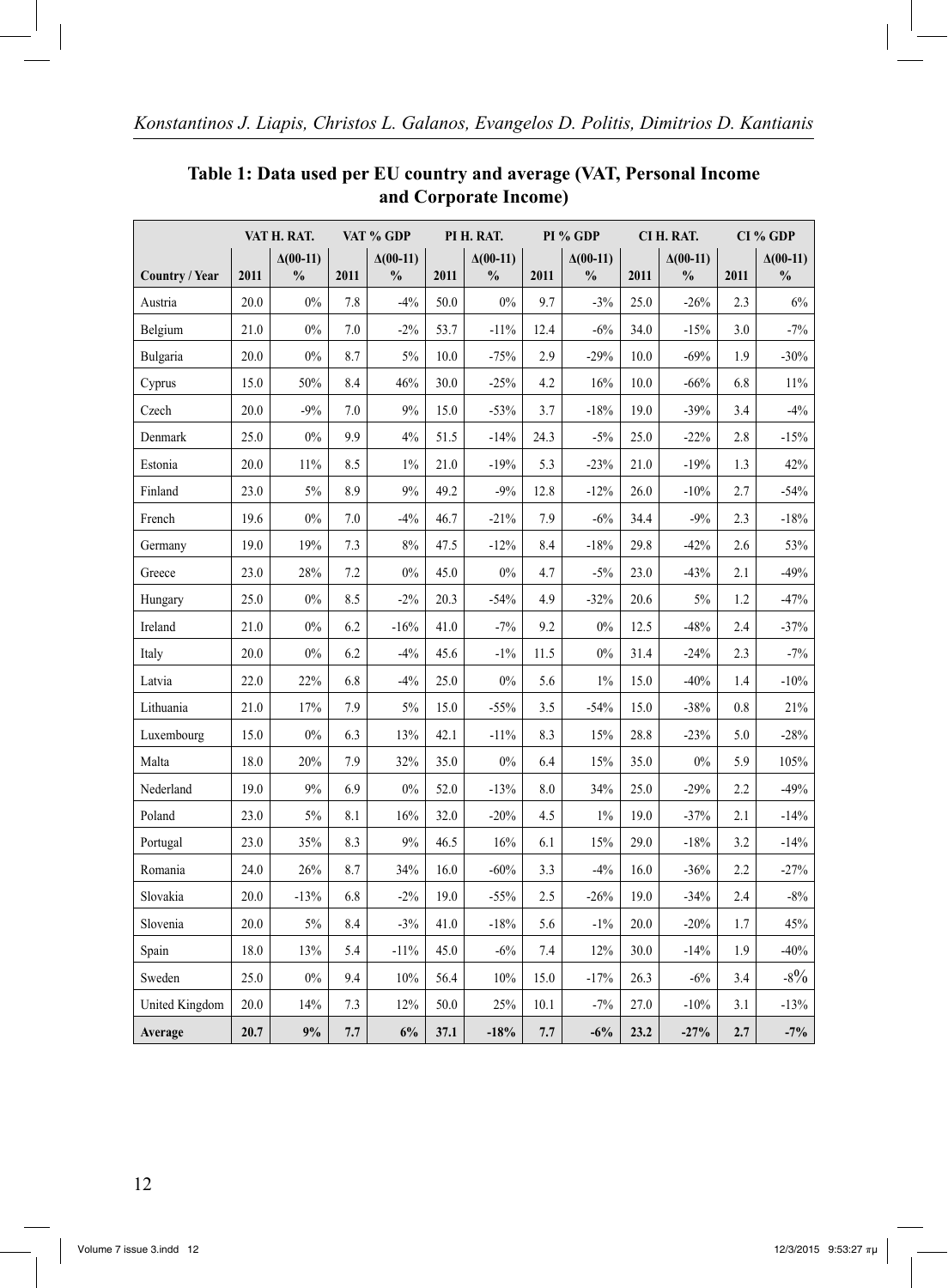**Table 1: Data used per EU country and average (VAT, Personal Income and Corporate Income)**

| | VAT H. RAT. | | VAT % GDP | | PI H. RAT. | | PI % GDP | | CI H. RAT. | | CI % GDP | |
|---|---|---|---|---|---|---|---|---|---|---|---|---|
| **Country / Year** | **2011** | **Δ(00-11) %** | **2011** | **Δ(00-11) %** | **2011** | **Δ(00-11) %** | **2011** | **Δ(00-11) %** | **2011** | **Δ(00-11) %** | **2011** | **Δ(00-11) %** |
| Austria | 20.0 | 0% | 7.8 | -4% | 50.0 | 0% | 9.7 | -3% | 25.0 | -26% | 2.3 | 6% |
| Belgium | 21.0 | 0% | 7.0 | -2% | 53.7 | -11% | 12.4 | -6% | 34.0 | -15% | 3.0 | -7% |
| Bulgaria | 20.0 | 0% | 8.7 | 5% | 10.0 | -75% | 2.9 | -29% | 10.0 | -69% | 1.9 | -30% |
| Cyprus | 15.0 | 50% | 8.4 | 46% | 30.0 | -25% | 4.2 | 16% | 10.0 | -66% | 6.8 | 11% |
| Czech | 20.0 | -9% | 7.0 | 9% | 15.0 | -53% | 3.7 | -18% | 19.0 | -39% | 3.4 | -4% |
| Denmark | 25.0 | 0% | 9.9 | 4% | 51.5 | -14% | 24.3 | -5% | 25.0 | -22% | 2.8 | -15% |
| Estonia | 20.0 | 11% | 8.5 | 1% | 21.0 | -19% | 5.3 | -23% | 21.0 | -19% | 1.3 | 42% |
| Finland | 23.0 | 5% | 8.9 | 9% | 49.2 | -9% | 12.8 | -12% | 26.0 | -10% | 2.7 | -54% |
| French | 19.6 | 0% | 7.0 | -4% | 46.7 | -21% | 7.9 | -6% | 34.4 | -9% | 2.3 | -18% |
| Germany | 19.0 | 19% | 7.3 | 8% | 47.5 | -12% | 8.4 | -18% | 29.8 | -42% | 2.6 | 53% |
| Greece | 23.0 | 28% | 7.2 | 0% | 45.0 | 0% | 4.7 | -5% | 23.0 | -43% | 2.1 | -49% |
| Hungary | 25.0 | 0% | 8.5 | -2% | 20.3 | -54% | 4.9 | -32% | 20.6 | 5% | 1.2 | -47% |
| Ireland | 21.0 | 0% | 6.2 | -16% | 41.0 | -7% | 9.2 | 0% | 12.5 | -48% | 2.4 | -37% |
| Italy | 20.0 | 0% | 6.2 | -4% | 45.6 | -1% | 11.5 | 0% | 31.4 | -24% | 2.3 | -7% |
| Latvia | 22.0 | 22% | 6.8 | -4% | 25.0 | 0% | 5.6 | 1% | 15.0 | -40% | 1.4 | -10% |
| Lithuania | 21.0 | 17% | 7.9 | 5% | 15.0 | -55% | 3.5 | -54% | 15.0 | -38% | 0.8 | 21% |
| Luxembourg | 15.0 | 0% | 6.3 | 13% | 42.1 | -11% | 8.3 | 15% | 28.8 | -23% | 5.0 | -28% |
| Malta | 18.0 | 20% | 7.9 | 32% | 35.0 | 0% | 6.4 | 15% | 35.0 | 0% | 5.9 | 105% |
| Nederland | 19.0 | 9% | 6.9 | 0% | 52.0 | -13% | 8.0 | 34% | 25.0 | -29% | 2.2 | -49% |
| Poland | 23.0 | 5% | 8.1 | 16% | 32.0 | -20% | 4.5 | 1% | 19.0 | -37% | 2.1 | -14% |
| Portugal | 23.0 | 35% | 8.3 | 9% | 46.5 | 16% | 6.1 | 15% | 29.0 | -18% | 3.2 | -14% |
| Romania | 24.0 | 26% | 8.7 | 34% | 16.0 | -60% | 3.3 | -4% | 16.0 | -36% | 2.2 | -27% |
| Slovakia | 20.0 | -13% | 6.8 | -2% | 19.0 | -55% | 2.5 | -26% | 19.0 | -34% | 2.4 | -8% |
| Slovenia | 20.0 | 5% | 8.4 | -3% | 41.0 | -18% | 5.6 | -1% | 20.0 | -20% | 1.7 | 45% |
| Spain | 18.0 | 13% | 5.4 | -11% | 45.0 | -6% | 7.4 | 12% | 30.0 | -14% | 1.9 | -40% |
| Sweden | 25.0 | 0% | 9.4 | 10% | 56.4 | 10% | 15.0 | -17% | 26.3 | -6% | 3.4 | -8% |
| United Kingdom | 20.0 | 14% | 7.3 | 12% | 50.0 | 25% | 10.1 | -7% | 27.0 | -10% | 3.1 | -13% |
| **Average** | **20.7** | **9%** | **7.7** | **6%** | **37.1** | **-18%** | **7.7** | **-6%** | **23.2** | **-27%** | **2.7** | **-7%** |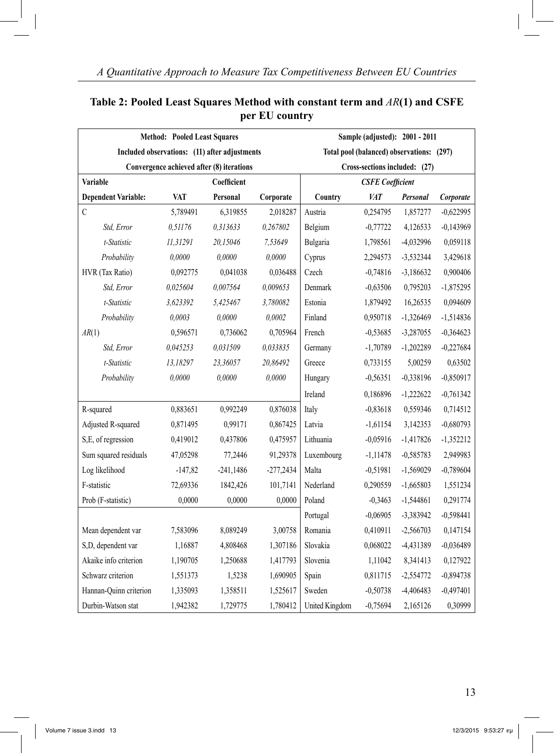## Table 2: Pooled Least Squares Method with constant term and $AR(1)$ and CSFE per EU country

| Method: Pooled Least Squares | | | | Sample (adjusted): 2001 - 2011 | | | |
|---|---|---|---|---|---|---|---|
| Included observations: (11) after adjustments | | | | Total pool (balanced) observations: (297) | | | |
| Convergence achieved after (8) iterations | | | | Cross-sections included: (27) | | | |
| **Variable** | | **Coefficient** | | | ***CSFE Coefficient*** | | |
| **Dependent Variable:** | **VAT** | **Personal** | **Corporate** | **Country** | ***VAT*** | ***Personal*** | ***Corporate*** |
| C | 5,789491 | 6,319855 | 2,018287 | Austria | 0,254795 | 1,857277 | -0,622995 |
| *Std, Error* | *0,51176* | *0,313633* | *0,267802* | Belgium | -0,77722 | 4,126533 | -0,143969 |
| *t-Statistic* | *11,31291* | *20,15046* | *7,53649* | Bulgaria | 1,798561 | -4,032996 | 0,059118 |
| *Probability* | *0,0000* | *0,0000* | *0,0000* | Cyprus | 2,294573 | -3,532344 | 3,429618 |
| HVR (Tax Ratio) | 0,092775 | 0,041038 | 0,036488 | Czech | -0,74816 | -3,186632 | 0,900406 |
| *Std, Error* | *0,025604* | *0,007564* | *0,009653* | Denmark | -0,63506 | 0,795203 | -1,875295 |
| *t-Statistic* | *3,623392* | *5,425467* | *3,780082* | Estonia | 1,879492 | 16,26535 | 0,094609 |
| *Probability* | *0,0003* | *0,0000* | *0,0002* | Finland | 0,950718 | -1,326469 | -1,514836 |
| $AR(1)$ | 0,596571 | 0,736062 | 0,705964 | French | -0,53685 | -3,287055 | -0,364623 |
| *Std, Error* | *0,045253* | *0,031509* | *0,033835* | Germany | -1,70789 | -1,202289 | -0,227684 |
| *t-Statistic* | *13,18297* | *23,36057* | *20,86492* | Greece | 0,733155 | 5,00259 | 0,63502 |
| *Probability* | *0,0000* | *0,0000* | *0,0000* | Hungary | -0,56351 | -0,338196 | -0,850917 |
| | | | | Ireland | 0,186896 | -1,222622 | -0,761342 |
| R-squared | 0,883651 | 0,992249 | 0,876038 | Italy | -0,83618 | 0,559346 | 0,714512 |
| Adjusted R-squared | 0,871495 | 0,99171 | 0,867425 | Latvia | -1,61154 | 3,142353 | -0,680793 |
| S,E, of regression | 0,419012 | 0,437806 | 0,475957 | Lithuania | -0,05916 | -1,417826 | -1,352212 |
| Sum squared residuals | 47,05298 | 77,2446 | 91,29378 | Luxembourg | -1,11478 | -0,585783 | 2,949983 |
| Log likelihood | -147,82 | -241,1486 | -277,2434 | Malta | -0,51981 | -1,569029 | -0,789604 |
| F-statistic | 72,69336 | 1842,426 | 101,7141 | Nederland | 0,290559 | -1,665803 | 1,551234 |
| Prob (F-statistic) | 0,0000 | 0,0000 | 0,0000 | Poland | -0,3463 | -1,544861 | 0,291774 |
| | | | | Portugal | -0,06905 | -3,383942 | -0,598441 |
| Mean dependent var | 7,583096 | 8,089249 | 3,00758 | Romania | 0,410911 | -2,566703 | 0,147154 |
| S,D, dependent var | 1,16887 | 4,808468 | 1,307186 | Slovakia | 0,068022 | -4,431389 | -0,036489 |
| Akaike info criterion | 1,190705 | 1,250688 | 1,417793 | Slovenia | 1,11042 | 8,341413 | 0,127922 |
| Schwarz criterion | 1,551373 | 1,5238 | 1,690905 | Spain | 0,811715 | -2,554772 | -0,894738 |
| Hannan-Quinn criterion | 1,335093 | 1,358511 | 1,525617 | Sweden | -0,50738 | -4,406483 | -0,497401 |
| Durbin-Watson stat | 1,942382 | 1,729775 | 1,780412 | United Kingdom | -0,75694 | 2,165126 | 0,30999 |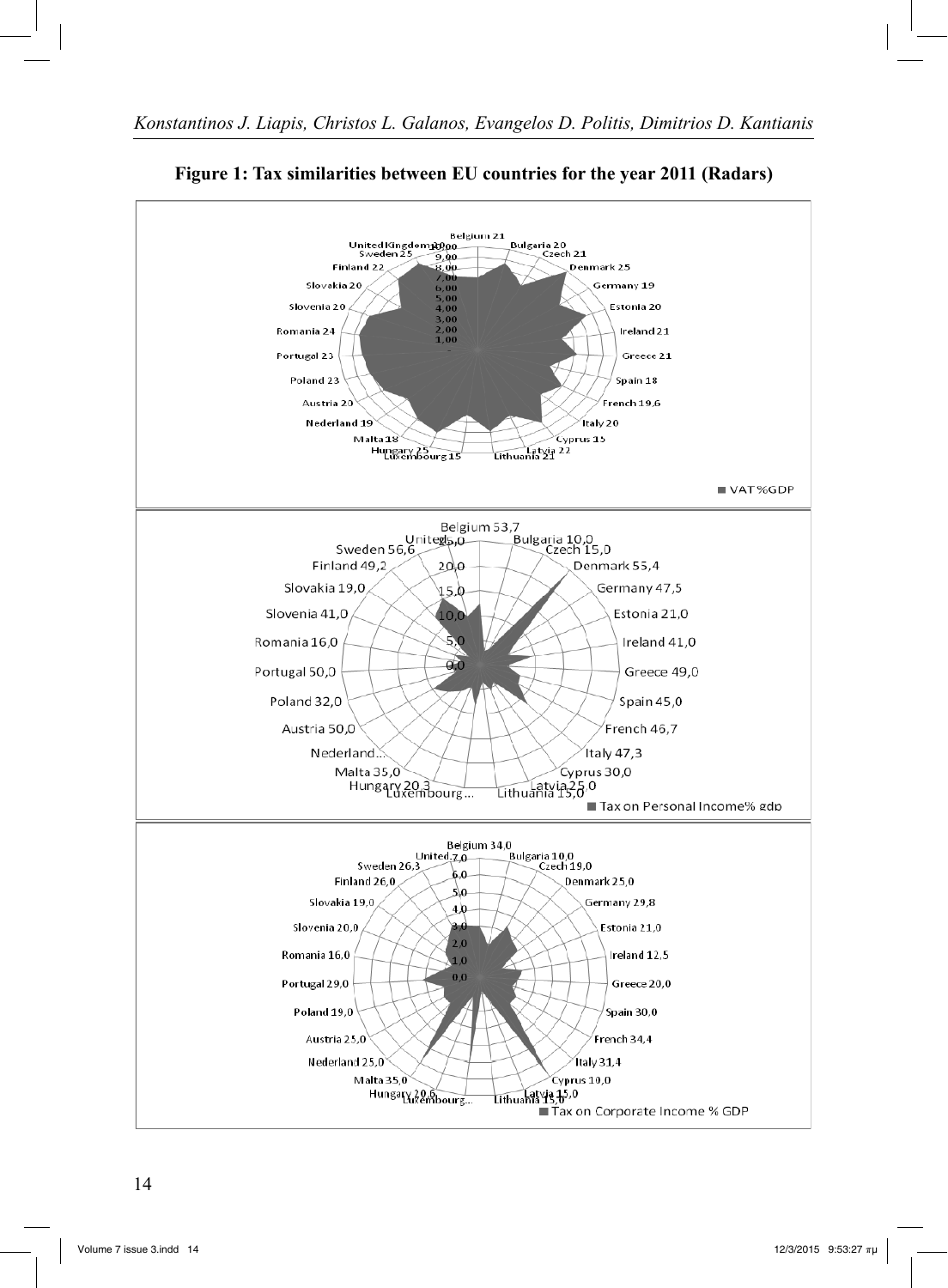**Figure 1: Tax similarities between EU countries for the year 2011 (Radars)**

Belgium 21, Bulgaria 20, Czech 21, Denmark 25, Germany 19, Estonia 20, Ireland 21, Greece 21, Spain 18, French 19,6, Italy 20, Cyprus 15, Latvia 22, Lithuania 21, Luxembourg 15, Hungary 25, Malta 18, Nederland 19, Austria 20, Poland 23, Portugal 23, Romania 24, Slovenia 20, Slovakia 20, Finland 22, Sweden 25, United Kingdom 20

■ VAT %GDP

Belgium 53,7, Bulgaria 10,0, Czech 15,0, Denmark 55,4, Germany 47,5, Estonia 21,0, Ireland 41,0, Greece 49,0, Spain 45,0, French 46,7, Italy 47,3, Cyprus 30,0, Latvia 25,0, Lithuania 15,0, Luxembourg..., Hungary 20,3, Malta 35,0, Nederland..., Austria 50,0, Poland 32,0, Portugal 50,0, Romania 16,0, Slovenia 41,0, Slovakia 19,0, Finland 49,2, Sweden 56,6, United...

■ Tax on Personal Income% gdp

Belgium 34,0, Bulgaria 10,0, Czech 19,0, Denmark 25,0, Germany 29,8, Estonia 21,0, Ireland 12,5, Greece 20,0, Spain 30,0, French 34,4, Italy 31,4, Cyprus 10,0, Latvia 15,0, Lithuania 15,0, Luxembourg..., Hungary 20,6, Malta 35,0, Nederland 25,0, Austria 25,0, Poland 19,0, Portugal 29,0, Romania 16,0, Slovenia 20,0, Slovakia 19,0, Finland 26,0, Sweden 26,3, United...

■ Tax on Corporate Income % GDP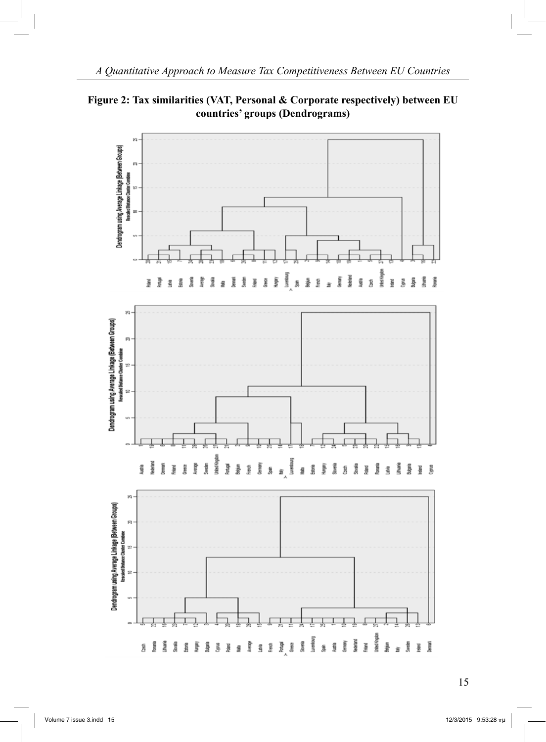**Figure 2: Tax similarities (VAT, Personal & Corporate respectively) between EU countries' groups (Dendrograms)**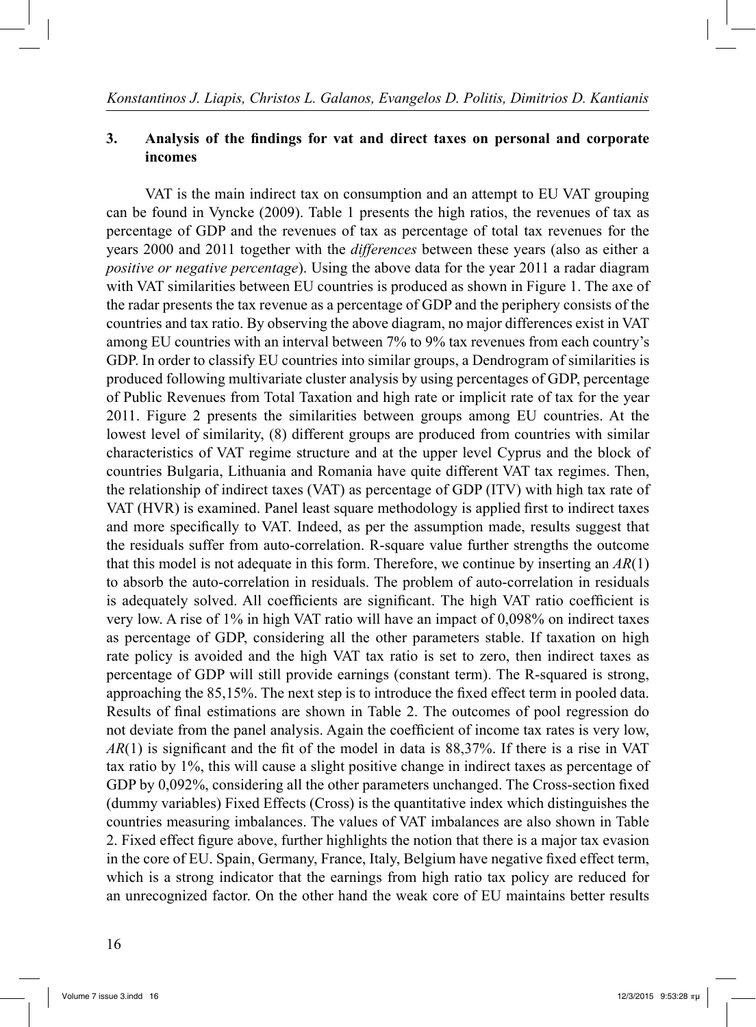## 3. Analysis of the findings for vat and direct taxes on personal and corporate incomes

VAT is the main indirect tax on consumption and an attempt to EU VAT grouping can be found in Vyncke (2009). Table 1 presents the high ratios, the revenues of tax as percentage of GDP and the revenues of tax as percentage of total tax revenues for the years 2000 and 2011 together with the *differences* between these years (also as either a *positive or negative percentage*). Using the above data for the year 2011 a radar diagram with VAT similarities between EU countries is produced as shown in Figure 1. The axe of the radar presents the tax revenue as a percentage of GDP and the periphery consists of the countries and tax ratio. By observing the above diagram, no major differences exist in VAT among EU countries with an interval between 7% to 9% tax revenues from each country's GDP. In order to classify EU countries into similar groups, a Dendrogram of similarities is produced following multivariate cluster analysis by using percentages of GDP, percentage of Public Revenues from Total Taxation and high rate or implicit rate of tax for the year 2011. Figure 2 presents the similarities between groups among EU countries. At the lowest level of similarity, (8) different groups are produced from countries with similar characteristics of VAT regime structure and at the upper level Cyprus and the block of countries Bulgaria, Lithuania and Romania have quite different VAT tax regimes. Then, the relationship of indirect taxes (VAT) as percentage of GDP (ITV) with high tax rate of VAT (HVR) is examined. Panel least square methodology is applied first to indirect taxes and more specifically to VAT. Indeed, as per the assumption made, results suggest that the residuals suffer from auto-correlation. R-square value further strengths the outcome that this model is not adequate in this form. Therefore, we continue by inserting an *AR*(1) to absorb the auto-correlation in residuals. The problem of auto-correlation in residuals is adequately solved. All coefficients are significant. The high VAT ratio coefficient is very low. A rise of 1% in high VAT ratio will have an impact of 0,098% on indirect taxes as percentage of GDP, considering all the other parameters stable. If taxation on high rate policy is avoided and the high VAT tax ratio is set to zero, then indirect taxes as percentage of GDP will still provide earnings (constant term). The R-squared is strong, approaching the 85,15%. The next step is to introduce the fixed effect term in pooled data. Results of final estimations are shown in Table 2. The outcomes of pool regression do not deviate from the panel analysis. Again the coefficient of income tax rates is very low, *AR*(1) is significant and the fit of the model in data is 88,37%. If there is a rise in VAT tax ratio by 1%, this will cause a slight positive change in indirect taxes as percentage of GDP by 0,092%, considering all the other parameters unchanged. The Cross-section fixed (dummy variables) Fixed Effects (Cross) is the quantitative index which distinguishes the countries measuring imbalances. The values of VAT imbalances are also shown in Table 2. Fixed effect figure above, further highlights the notion that there is a major tax evasion in the core of EU. Spain, Germany, France, Italy, Belgium have negative fixed effect term, which is a strong indicator that the earnings from high ratio tax policy are reduced for an unrecognized factor. On the other hand the weak core of EU maintains better results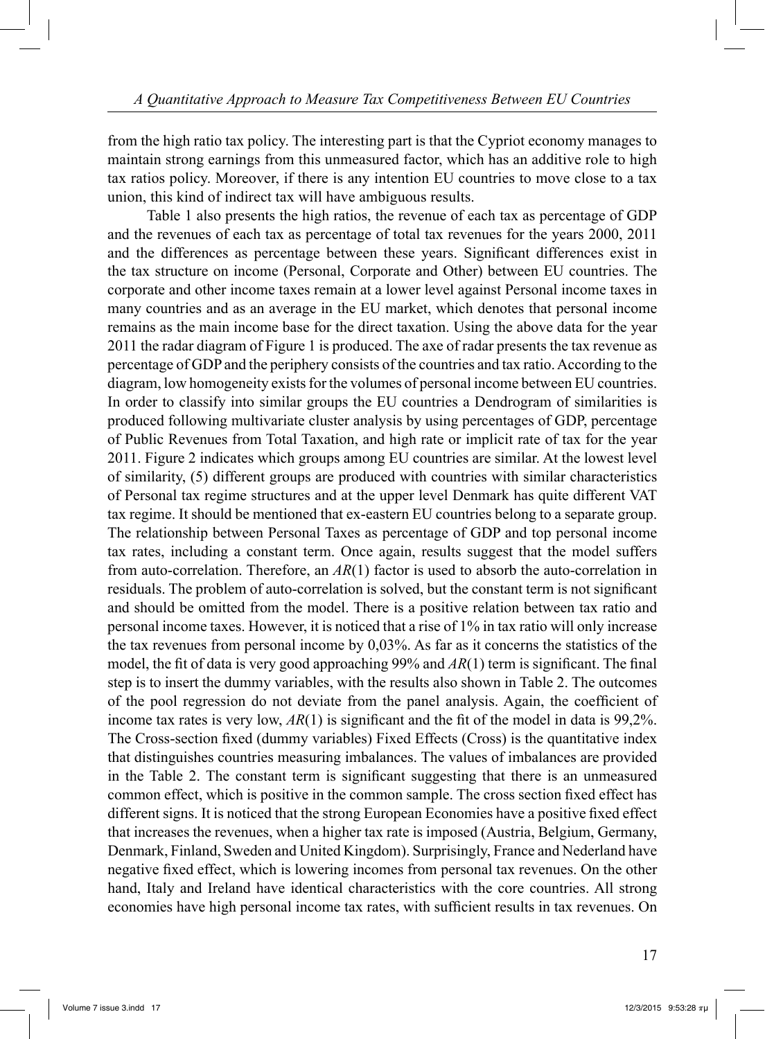from the high ratio tax policy. The interesting part is that the Cypriot economy manages to maintain strong earnings from this unmeasured factor, which has an additive role to high tax ratios policy. Moreover, if there is any intention EU countries to move close to a tax union, this kind of indirect tax will have ambiguous results.

Table 1 also presents the high ratios, the revenue of each tax as percentage of GDP and the revenues of each tax as percentage of total tax revenues for the years 2000, 2011 and the differences as percentage between these years. Significant differences exist in the tax structure on income (Personal, Corporate and Other) between EU countries. The corporate and other income taxes remain at a lower level against Personal income taxes in many countries and as an average in the EU market, which denotes that personal income remains as the main income base for the direct taxation. Using the above data for the year 2011 the radar diagram of Figure 1 is produced. The axe of radar presents the tax revenue as percentage of GDP and the periphery consists of the countries and tax ratio. According to the diagram, low homogeneity exists for the volumes of personal income between EU countries. In order to classify into similar groups the EU countries a Dendrogram of similarities is produced following multivariate cluster analysis by using percentages of GDP, percentage of Public Revenues from Total Taxation, and high rate or implicit rate of tax for the year 2011. Figure 2 indicates which groups among EU countries are similar. At the lowest level of similarity, (5) different groups are produced with countries with similar characteristics of Personal tax regime structures and at the upper level Denmark has quite different VAT tax regime. It should be mentioned that ex-eastern EU countries belong to a separate group. The relationship between Personal Taxes as percentage of GDP and top personal income tax rates, including a constant term. Once again, results suggest that the model suffers from auto-correlation. Therefore, an $AR(1)$ factor is used to absorb the auto-correlation in residuals. The problem of auto-correlation is solved, but the constant term is not significant and should be omitted from the model. There is a positive relation between tax ratio and personal income taxes. However, it is noticed that a rise of 1% in tax ratio will only increase the tax revenues from personal income by 0,03%. As far as it concerns the statistics of the model, the fit of data is very good approaching 99% and $AR(1)$ term is significant. The final step is to insert the dummy variables, with the results also shown in Table 2. The outcomes of the pool regression do not deviate from the panel analysis. Again, the coefficient of income tax rates is very low, $AR(1)$ is significant and the fit of the model in data is 99,2%. The Cross-section fixed (dummy variables) Fixed Effects (Cross) is the quantitative index that distinguishes countries measuring imbalances. The values of imbalances are provided in the Table 2. The constant term is significant suggesting that there is an unmeasured common effect, which is positive in the common sample. The cross section fixed effect has different signs. It is noticed that the strong European Economies have a positive fixed effect that increases the revenues, when a higher tax rate is imposed (Austria, Belgium, Germany, Denmark, Finland, Sweden and United Kingdom). Surprisingly, France and Nederland have negative fixed effect, which is lowering incomes from personal tax revenues. On the other hand, Italy and Ireland have identical characteristics with the core countries. All strong economies have high personal income tax rates, with sufficient results in tax revenues. On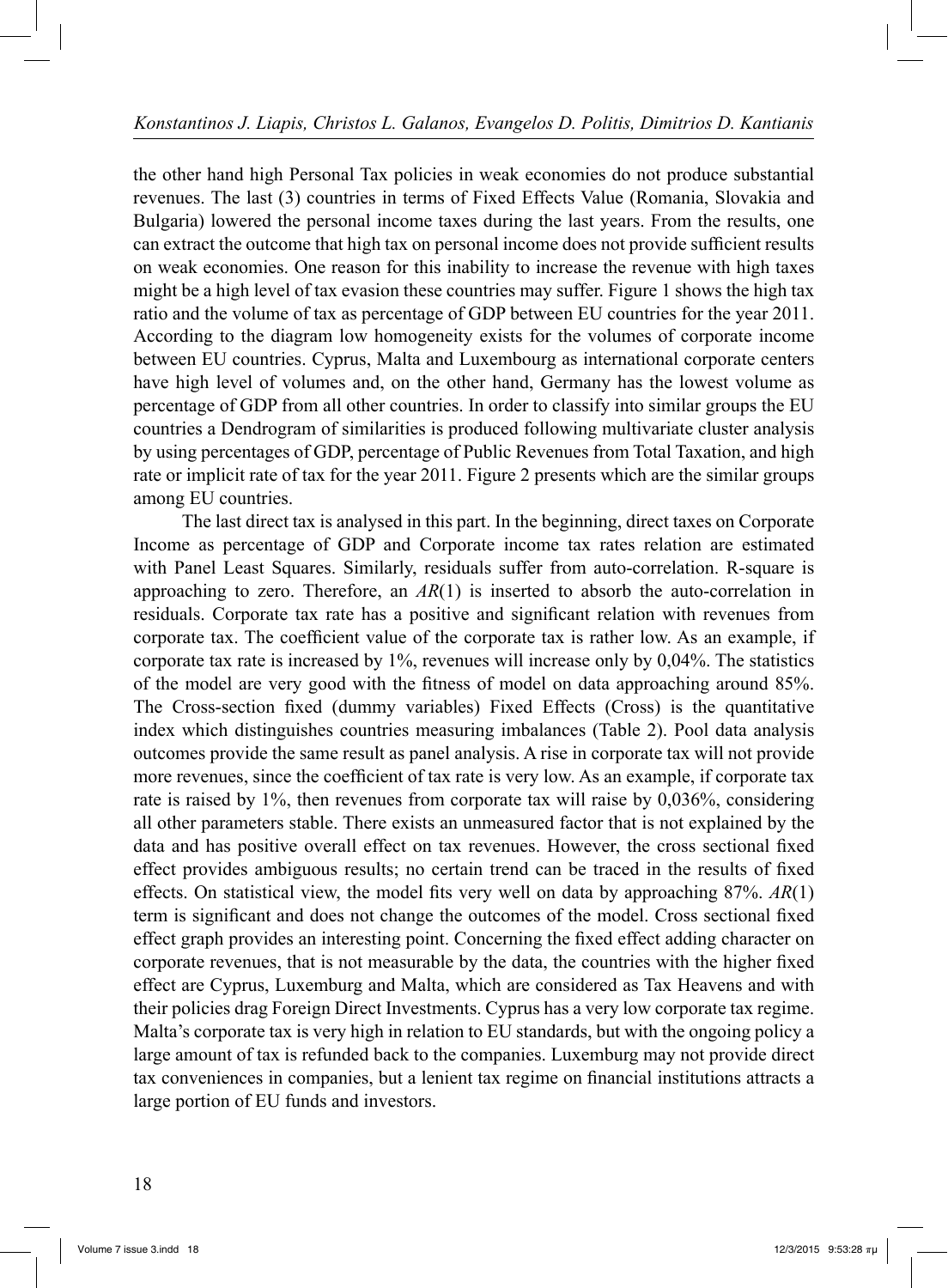the other hand high Personal Tax policies in weak economies do not produce substantial revenues. The last (3) countries in terms of Fixed Effects Value (Romania, Slovakia and Bulgaria) lowered the personal income taxes during the last years. From the results, one can extract the outcome that high tax on personal income does not provide sufficient results on weak economies. One reason for this inability to increase the revenue with high taxes might be a high level of tax evasion these countries may suffer. Figure 1 shows the high tax ratio and the volume of tax as percentage of GDP between EU countries for the year 2011. According to the diagram low homogeneity exists for the volumes of corporate income between EU countries. Cyprus, Malta and Luxembourg as international corporate centers have high level of volumes and, on the other hand, Germany has the lowest volume as percentage of GDP from all other countries. In order to classify into similar groups the EU countries a Dendrogram of similarities is produced following multivariate cluster analysis by using percentages of GDP, percentage of Public Revenues from Total Taxation, and high rate or implicit rate of tax for the year 2011. Figure 2 presents which are the similar groups among EU countries.

The last direct tax is analysed in this part. In the beginning, direct taxes on Corporate Income as percentage of GDP and Corporate income tax rates relation are estimated with Panel Least Squares. Similarly, residuals suffer from auto-correlation. R-square is approaching to zero. Therefore, an $AR(1)$ is inserted to absorb the auto-correlation in residuals. Corporate tax rate has a positive and significant relation with revenues from corporate tax. The coefficient value of the corporate tax is rather low. As an example, if corporate tax rate is increased by 1%, revenues will increase only by 0,04%. The statistics of the model are very good with the fitness of model on data approaching around 85%. The Cross-section fixed (dummy variables) Fixed Effects (Cross) is the quantitative index which distinguishes countries measuring imbalances (Table 2). Pool data analysis outcomes provide the same result as panel analysis. A rise in corporate tax will not provide more revenues, since the coefficient of tax rate is very low. As an example, if corporate tax rate is raised by 1%, then revenues from corporate tax will raise by 0,036%, considering all other parameters stable. There exists an unmeasured factor that is not explained by the data and has positive overall effect on tax revenues. However, the cross sectional fixed effect provides ambiguous results; no certain trend can be traced in the results of fixed effects. On statistical view, the model fits very well on data by approaching 87%. $AR(1)$ term is significant and does not change the outcomes of the model. Cross sectional fixed effect graph provides an interesting point. Concerning the fixed effect adding character on corporate revenues, that is not measurable by the data, the countries with the higher fixed effect are Cyprus, Luxemburg and Malta, which are considered as Tax Heavens and with their policies drag Foreign Direct Investments. Cyprus has a very low corporate tax regime. Malta's corporate tax is very high in relation to EU standards, but with the ongoing policy a large amount of tax is refunded back to the companies. Luxemburg may not provide direct tax conveniences in companies, but a lenient tax regime on financial institutions attracts a large portion of EU funds and investors.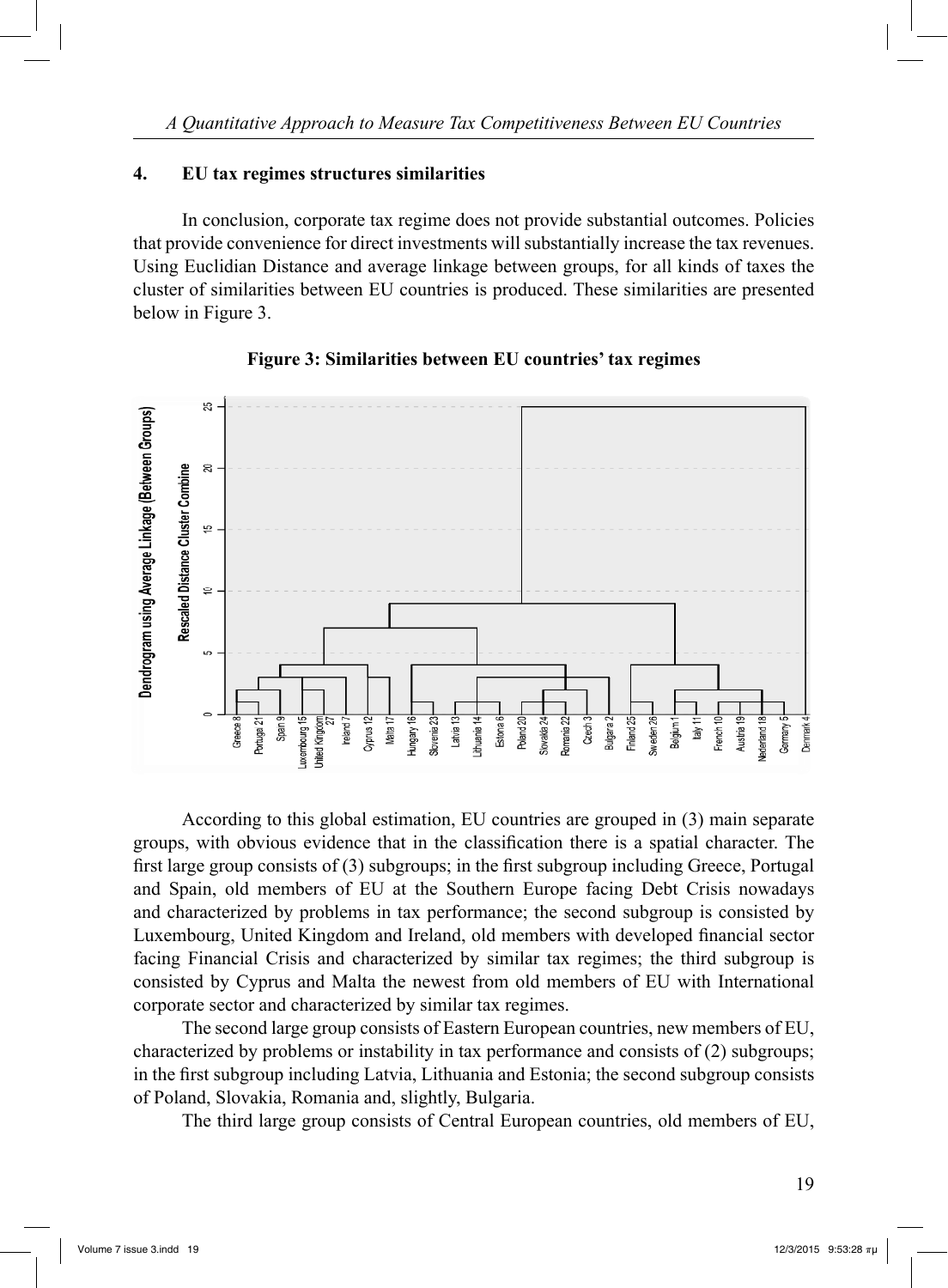## 4. EU tax regimes structures similarities

In conclusion, corporate tax regime does not provide substantial outcomes. Policies that provide convenience for direct investments will substantially increase the tax revenues. Using Euclidian Distance and average linkage between groups, for all kinds of taxes the cluster of similarities between EU countries is produced. These similarities are presented below in Figure 3.

**Figure 3: Similarities between EU countries' tax regimes**

According to this global estimation, EU countries are grouped in (3) main separate groups, with obvious evidence that in the classification there is a spatial character. The first large group consists of (3) subgroups; in the first subgroup including Greece, Portugal and Spain, old members of EU at the Southern Europe facing Debt Crisis nowadays and characterized by problems in tax performance; the second subgroup is consisted by Luxembourg, United Kingdom and Ireland, old members with developed financial sector facing Financial Crisis and characterized by similar tax regimes; the third subgroup is consisted by Cyprus and Malta the newest from old members of EU with International corporate sector and characterized by similar tax regimes.

The second large group consists of Eastern European countries, new members of EU, characterized by problems or instability in tax performance and consists of (2) subgroups; in the first subgroup including Latvia, Lithuania and Estonia; the second subgroup consists of Poland, Slovakia, Romania and, slightly, Bulgaria.

The third large group consists of Central European countries, old members of EU,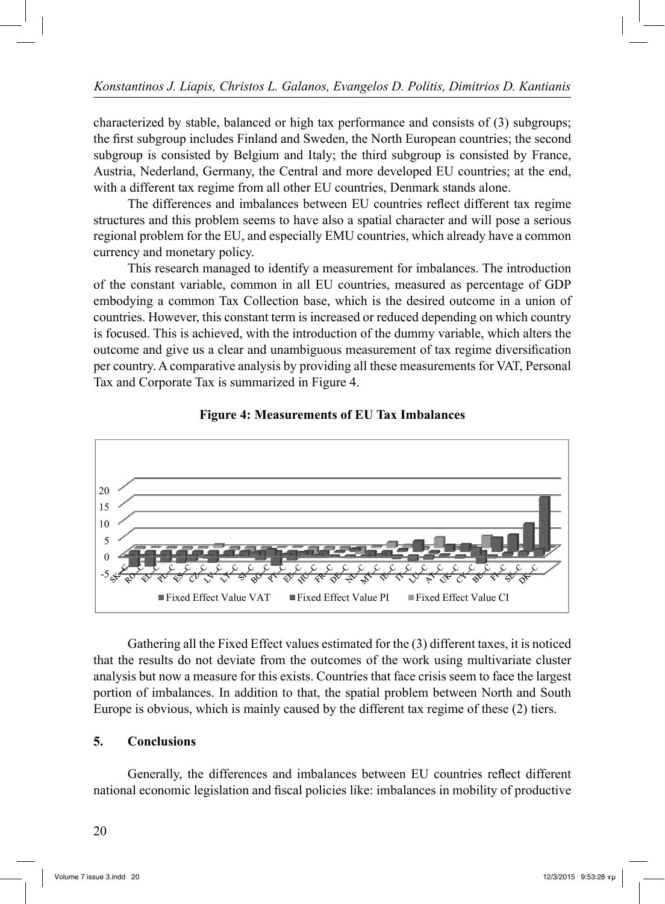characterized by stable, balanced or high tax performance and consists of (3) subgroups; the first subgroup includes Finland and Sweden, the North European countries; the second subgroup is consisted by Belgium and Italy; the third subgroup is consisted by France, Austria, Nederland, Germany, the Central and more developed EU countries; at the end, with a different tax regime from all other EU countries, Denmark stands alone.

The differences and imbalances between EU countries reflect different tax regime structures and this problem seems to have also a spatial character and will pose a serious regional problem for the EU, and especially EMU countries, which already have a common currency and monetary policy.

This research managed to identify a measurement for imbalances. The introduction of the constant variable, common in all EU countries, measured as percentage of GDP embodying a common Tax Collection base, which is the desired outcome in a union of countries. However, this constant term is increased or reduced depending on which country is focused. This is achieved, with the introduction of the dummy variable, which alters the outcome and give us a clear and unambiguous measurement of tax regime diversification per country. A comparative analysis by providing all these measurements for VAT, Personal Tax and Corporate Tax is summarized in Figure 4.

**Figure 4: Measurements of EU Tax Imbalances**

Gathering all the Fixed Effect values estimated for the (3) different taxes, it is noticed that the results do not deviate from the outcomes of the work using multivariate cluster analysis but now a measure for this exists. Countries that face crisis seem to face the largest portion of imbalances. In addition to that, the spatial problem between North and South Europe is obvious, which is mainly caused by the different tax regime of these (2) tiers.

## 5. Conclusions

Generally, the differences and imbalances between EU countries reflect different national economic legislation and fiscal policies like: imbalances in mobility of productive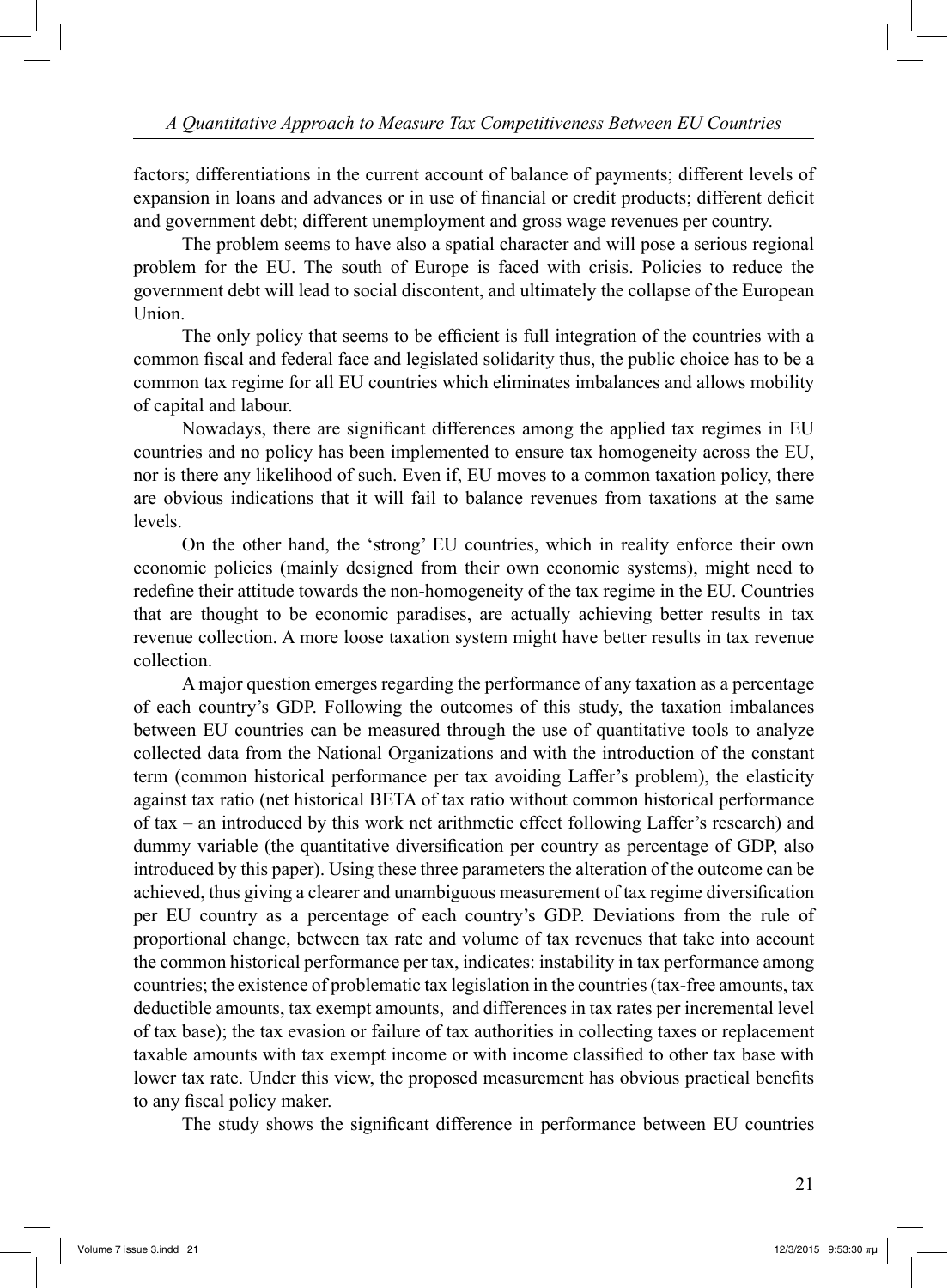factors; differentiations in the current account of balance of payments; different levels of expansion in loans and advances or in use of financial or credit products; different deficit and government debt; different unemployment and gross wage revenues per country.

The problem seems to have also a spatial character and will pose a serious regional problem for the EU. The south of Europe is faced with crisis. Policies to reduce the government debt will lead to social discontent, and ultimately the collapse of the European Union.

The only policy that seems to be efficient is full integration of the countries with a common fiscal and federal face and legislated solidarity thus, the public choice has to be a common tax regime for all EU countries which eliminates imbalances and allows mobility of capital and labour.

Nowadays, there are significant differences among the applied tax regimes in EU countries and no policy has been implemented to ensure tax homogeneity across the EU, nor is there any likelihood of such. Even if, EU moves to a common taxation policy, there are obvious indications that it will fail to balance revenues from taxations at the same levels.

On the other hand, the 'strong' EU countries, which in reality enforce their own economic policies (mainly designed from their own economic systems), might need to redefine their attitude towards the non-homogeneity of the tax regime in the EU. Countries that are thought to be economic paradises, are actually achieving better results in tax revenue collection. A more loose taxation system might have better results in tax revenue collection.

A major question emerges regarding the performance of any taxation as a percentage of each country's GDP. Following the outcomes of this study, the taxation imbalances between EU countries can be measured through the use of quantitative tools to analyze collected data from the National Organizations and with the introduction of the constant term (common historical performance per tax avoiding Laffer's problem), the elasticity against tax ratio (net historical BETA of tax ratio without common historical performance of tax – an introduced by this work net arithmetic effect following Laffer's research) and dummy variable (the quantitative diversification per country as percentage of GDP, also introduced by this paper). Using these three parameters the alteration of the outcome can be achieved, thus giving a clearer and unambiguous measurement of tax regime diversification per EU country as a percentage of each country's GDP. Deviations from the rule of proportional change, between tax rate and volume of tax revenues that take into account the common historical performance per tax, indicates: instability in tax performance among countries; the existence of problematic tax legislation in the countries (tax-free amounts, tax deductible amounts, tax exempt amounts, and differences in tax rates per incremental level of tax base); the tax evasion or failure of tax authorities in collecting taxes or replacement taxable amounts with tax exempt income or with income classified to other tax base with lower tax rate. Under this view, the proposed measurement has obvious practical benefits to any fiscal policy maker.

The study shows the significant difference in performance between EU countries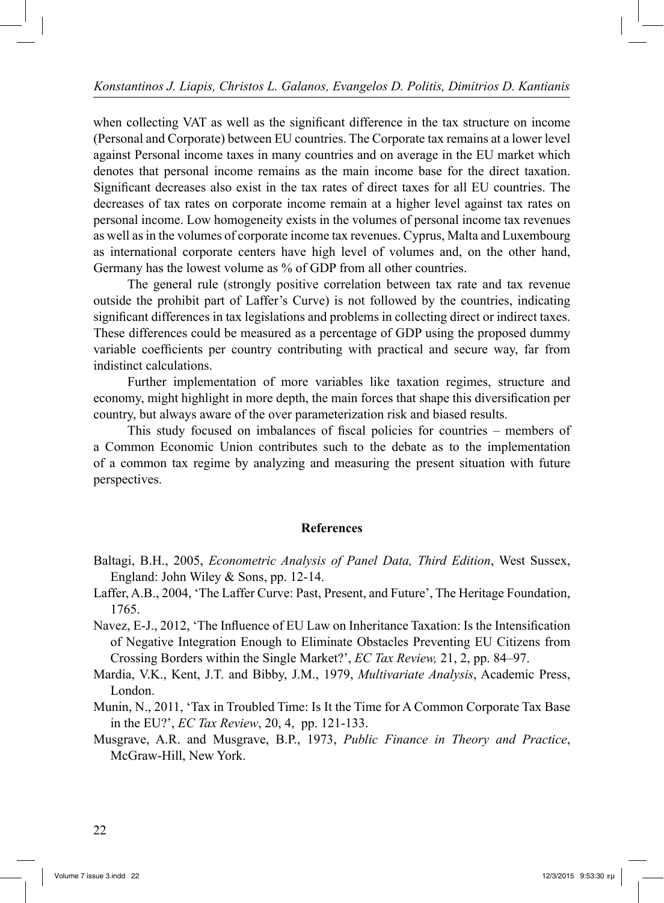when collecting VAT as well as the significant difference in the tax structure on income (Personal and Corporate) between EU countries. The Corporate tax remains at a lower level against Personal income taxes in many countries and on average in the EU market which denotes that personal income remains as the main income base for the direct taxation. Significant decreases also exist in the tax rates of direct taxes for all EU countries. The decreases of tax rates on corporate income remain at a higher level against tax rates on personal income. Low homogeneity exists in the volumes of personal income tax revenues as well as in the volumes of corporate income tax revenues. Cyprus, Malta and Luxembourg as international corporate centers have high level of volumes and, on the other hand, Germany has the lowest volume as % of GDP from all other countries.

The general rule (strongly positive correlation between tax rate and tax revenue outside the prohibit part of Laffer's Curve) is not followed by the countries, indicating significant differences in tax legislations and problems in collecting direct or indirect taxes. These differences could be measured as a percentage of GDP using the proposed dummy variable coefficients per country contributing with practical and secure way, far from indistinct calculations.

Further implementation of more variables like taxation regimes, structure and economy, might highlight in more depth, the main forces that shape this diversification per country, but always aware of the over parameterization risk and biased results.

This study focused on imbalances of fiscal policies for countries – members of a Common Economic Union contributes such to the debate as to the implementation of a common tax regime by analyzing and measuring the present situation with future perspectives.

## References

Baltagi, B.H., 2005, *Econometric Analysis of Panel Data, Third Edition*, West Sussex, England: John Wiley & Sons, pp. 12-14.

Laffer, A.B., 2004, 'The Laffer Curve: Past, Present, and Future', The Heritage Foundation, 1765.

Navez, E-J., 2012, 'The Influence of EU Law on Inheritance Taxation: Is the Intensification of Negative Integration Enough to Eliminate Obstacles Preventing EU Citizens from Crossing Borders within the Single Market?', *EC Tax Review,* 21, 2, pp. 84–97.

Mardia, V.K., Kent, J.T. and Bibby, J.M., 1979, *Multivariate Analysis*, Academic Press, London.

Munin, N., 2011, 'Tax in Troubled Time: Is It the Time for A Common Corporate Tax Base in the EU?', *EC Tax Review*, 20, 4, pp. 121-133.

Musgrave, A.R. and Musgrave, B.P., 1973, *Public Finance in Theory and Practice*, McGraw-Hill, New York.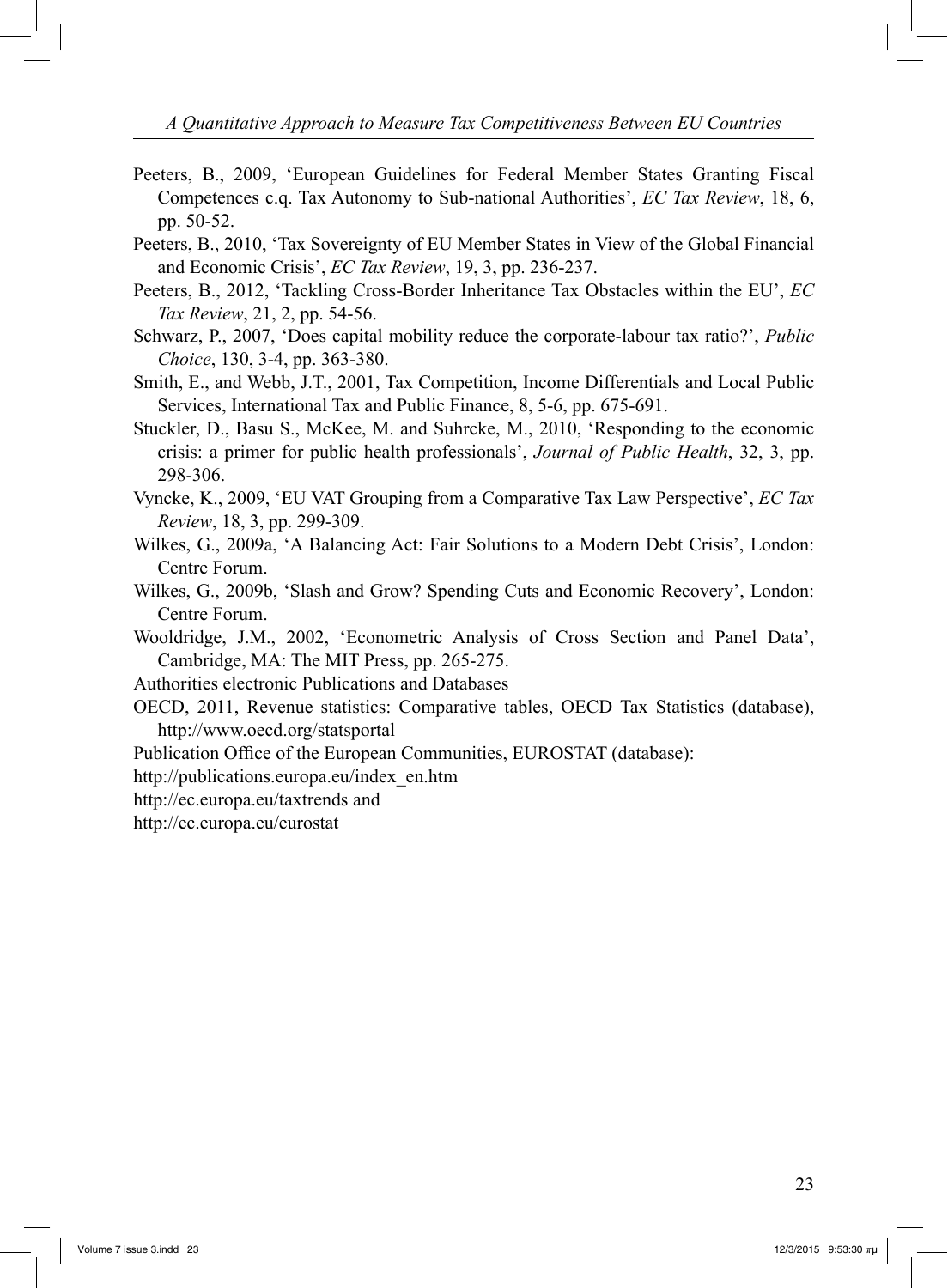Peeters, B., 2009, ‘European Guidelines for Federal Member States Granting Fiscal Competences c.q. Tax Autonomy to Sub-national Authorities’, *EC Tax Review*, 18, 6, pp. 50-52.

Peeters, B., 2010, ‘Tax Sovereignty of EU Member States in View of the Global Financial and Economic Crisis’, *EC Tax Review*, 19, 3, pp. 236-237.

Peeters, B., 2012, ‘Tackling Cross-Border Inheritance Tax Obstacles within the EU’, *EC Tax Review*, 21, 2, pp. 54-56.

Schwarz, P., 2007, ‘Does capital mobility reduce the corporate-labour tax ratio?’, *Public Choice*, 130, 3-4, pp. 363-380.

Smith, E., and Webb, J.T., 2001, Tax Competition, Income Differentials and Local Public Services, International Tax and Public Finance, 8, 5-6, pp. 675-691.

Stuckler, D., Basu S., McKee, M. and Suhrcke, M., 2010, ‘Responding to the economic crisis: a primer for public health professionals’, *Journal of Public Health*, 32, 3, pp. 298-306.

Vyncke, K., 2009, ‘EU VAT Grouping from a Comparative Tax Law Perspective’, *EC Tax Review*, 18, 3, pp. 299-309.

Wilkes, G., 2009a, ‘A Balancing Act: Fair Solutions to a Modern Debt Crisis’, London: Centre Forum.

Wilkes, G., 2009b, ‘Slash and Grow? Spending Cuts and Economic Recovery’, London: Centre Forum.

Wooldridge, J.M., 2002, ‘Econometric Analysis of Cross Section and Panel Data’, Cambridge, MA: The MIT Press, pp. 265-275.

Authorities electronic Publications and Databases

OECD, 2011, Revenue statistics: Comparative tables, OECD Tax Statistics (database), http://www.oecd.org/statsportal

Publication Office of the European Communities, EUROSTAT (database):

http://publications.europa.eu/index_en.htm

http://ec.europa.eu/taxtrends and

http://ec.europa.eu/eurostat